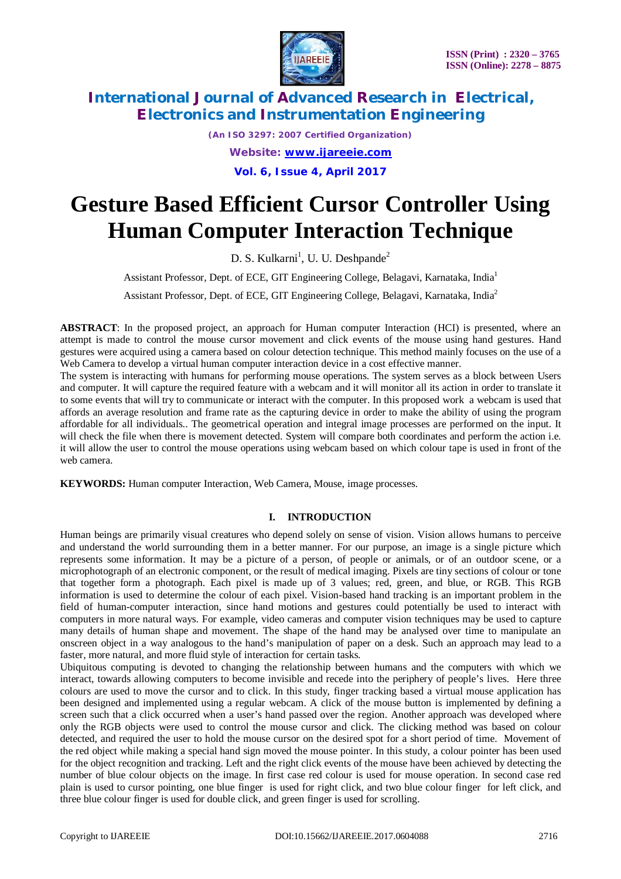# Gesture Based Efficient Cursor Controller Using Human Computer Interaction Technique

D. S. Kulkarni[1], U. U. Deshpande[2]

Assistant Professor, Dept. of ECE, GIT Engineering College, Belagavi, Karnataka, India[1]

Assistant Professor, Dept. of ECE, GIT Engineering College, Belagavi, Karnataka, India[2]

**ABSTRACT**: In the proposed project, an approach for Human computer Interaction (HCI) is presented, where an attempt is made to control the mouse cursor movement and click events of the mouse using hand gestures. Hand gestures were acquired using a camera based on colour detection technique. This method mainly focuses on the use of a Web Camera to develop a virtual human computer interaction device in a cost effective manner.

The system is interacting with humans for performing mouse operations. The system serves as a block between Users and computer. It will capture the required feature with a webcam and it will monitor all its action in order to translate it to some events that will try to communicate or interact with the computer. In this proposed work a webcam is used that affords an average resolution and frame rate as the capturing device in order to make the ability of using the program affordable for all individuals.. The geometrical operation and integral image processes are performed on the input. It will check the file when there is movement detected. System will compare both coordinates and perform the action i.e. it will allow the user to control the mouse operations using webcam based on which colour tape is used in front of the web camera.

**KEYWORDS:** Human computer Interaction, Web Camera, Mouse, image processes.

## I. INTRODUCTION

Human beings are primarily visual creatures who depend solely on sense of vision. Vision allows humans to perceive and understand the world surrounding them in a better manner. For our purpose, an image is a single picture which represents some information. It may be a picture of a person, of people or animals, or of an outdoor scene, or a microphotograph of an electronic component, or the result of medical imaging. Pixels are tiny sections of colour or tone that together form a photograph. Each pixel is made up of 3 values; red, green, and blue, or RGB. This RGB information is used to determine the colour of each pixel. Vision-based hand tracking is an important problem in the field of human-computer interaction, since hand motions and gestures could potentially be used to interact with computers in more natural ways. For example, video cameras and computer vision techniques may be used to capture many details of human shape and movement. The shape of the hand may be analysed over time to manipulate an onscreen object in a way analogous to the hand's manipulation of paper on a desk. Such an approach may lead to a faster, more natural, and more fluid style of interaction for certain tasks.

Ubiquitous computing is devoted to changing the relationship between humans and the computers with which we interact, towards allowing computers to become invisible and recede into the periphery of people's lives. Here three colours are used to move the cursor and to click. In this study, finger tracking based a virtual mouse application has been designed and implemented using a regular webcam. A click of the mouse button is implemented by defining a screen such that a click occurred when a user's hand passed over the region. Another approach was developed where only the RGB objects were used to control the mouse cursor and click. The clicking method was based on colour detected, and required the user to hold the mouse cursor on the desired spot for a short period of time. Movement of the red object while making a special hand sign moved the mouse pointer. In this study, a colour pointer has been used for the object recognition and tracking. Left and the right click events of the mouse have been achieved by detecting the number of blue colour objects on the image. In first case red colour is used for mouse operation. In second case red plain is used to cursor pointing, one blue finger is used for right click, and two blue colour finger for left click, and three blue colour finger is used for double click, and green finger is used for scrolling.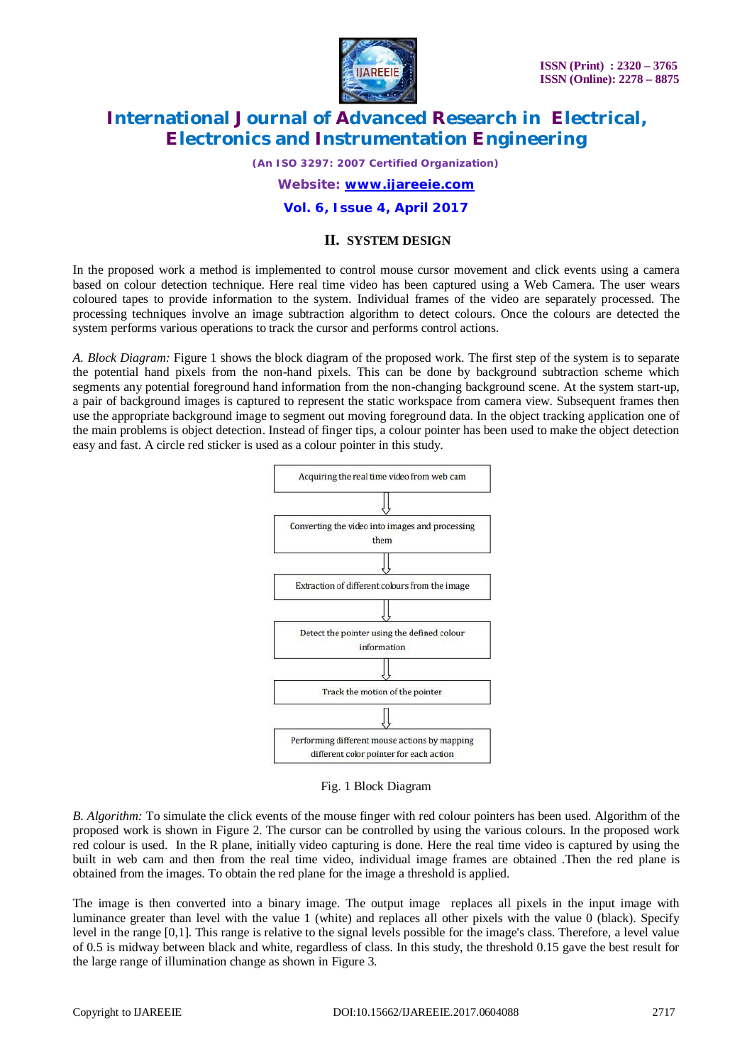## II. SYSTEM DESIGN

In the proposed work a method is implemented to control mouse cursor movement and click events using a camera based on colour detection technique. Here real time video has been captured using a Web Camera. The user wears coloured tapes to provide information to the system. Individual frames of the video are separately processed. The processing techniques involve an image subtraction algorithm to detect colours. Once the colours are detected the system performs various operations to track the cursor and performs control actions.

*A. Block Diagram:* Figure 1 shows the block diagram of the proposed work. The first step of the system is to separate the potential hand pixels from the non-hand pixels. This can be done by background subtraction scheme which segments any potential foreground hand information from the non-changing background scene. At the system start-up, a pair of background images is captured to represent the static workspace from camera view. Subsequent frames then use the appropriate background image to segment out moving foreground data. In the object tracking application one of the main problems is object detection. Instead of finger tips, a colour pointer has been used to make the object detection easy and fast. A circle red sticker is used as a colour pointer in this study.

Acquiring the real time video from web cam

⇓

Converting the video into images and processing them

⇓

Extraction of different colours from the image

⇓

Detect the pointer using the defined colour information

⇓

Track the motion of the pointer

⇓

Performing different mouse actions by mapping different color pointer for each action

Fig. 1 Block Diagram

*B. Algorithm:* To simulate the click events of the mouse finger with red colour pointers has been used. Algorithm of the proposed work is shown in Figure 2. The cursor can be controlled by using the various colours. In the proposed work red colour is used. In the R plane, initially video capturing is done. Here the real time video is captured by using the built in web cam and then from the real time video, individual image frames are obtained .Then the red plane is obtained from the images. To obtain the red plane for the image a threshold is applied.

The image is then converted into a binary image. The output image replaces all pixels in the input image with luminance greater than level with the value 1 (white) and replaces all other pixels with the value 0 (black). Specify level in the range [0,1]. This range is relative to the signal levels possible for the image's class. Therefore, a level value of 0.5 is midway between black and white, regardless of class. In this study, the threshold 0.15 gave the best result for the large range of illumination change as shown in Figure 3.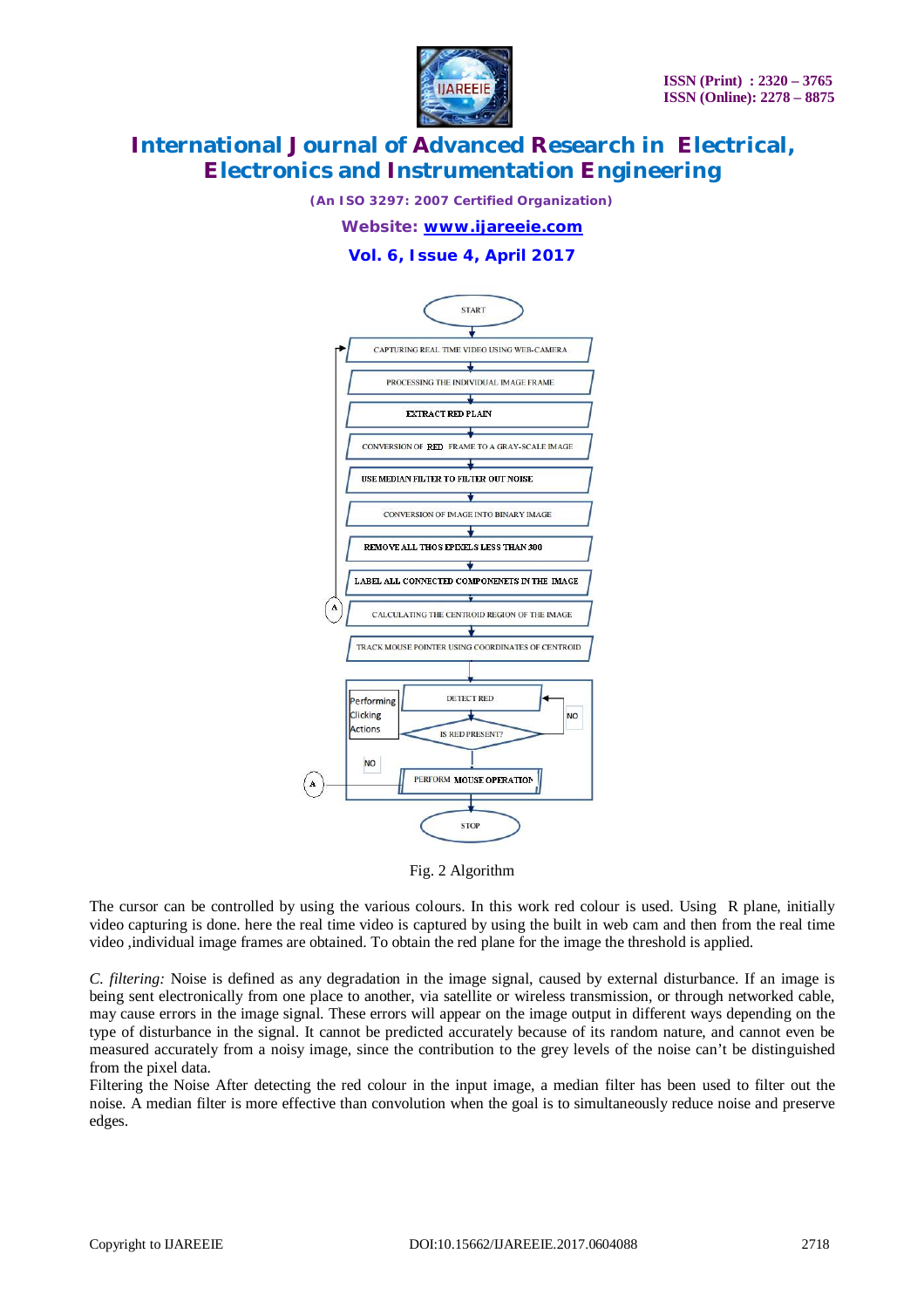Fig. 2 Algorithm

The cursor can be controlled by using the various colours. In this work red colour is used. Using R plane, initially video capturing is done. here the real time video is captured by using the built in web cam and then from the real time video ,individual image frames are obtained. To obtain the red plane for the image the threshold is applied.

*C. filtering:* Noise is defined as any degradation in the image signal, caused by external disturbance. If an image is being sent electronically from one place to another, via satellite or wireless transmission, or through networked cable, may cause errors in the image signal. These errors will appear on the image output in different ways depending on the type of disturbance in the signal. It cannot be predicted accurately because of its random nature, and cannot even be measured accurately from a noisy image, since the contribution to the grey levels of the noise can't be distinguished from the pixel data.

Filtering the Noise After detecting the red colour in the input image, a median filter has been used to filter out the noise. A median filter is more effective than convolution when the goal is to simultaneously reduce noise and preserve edges.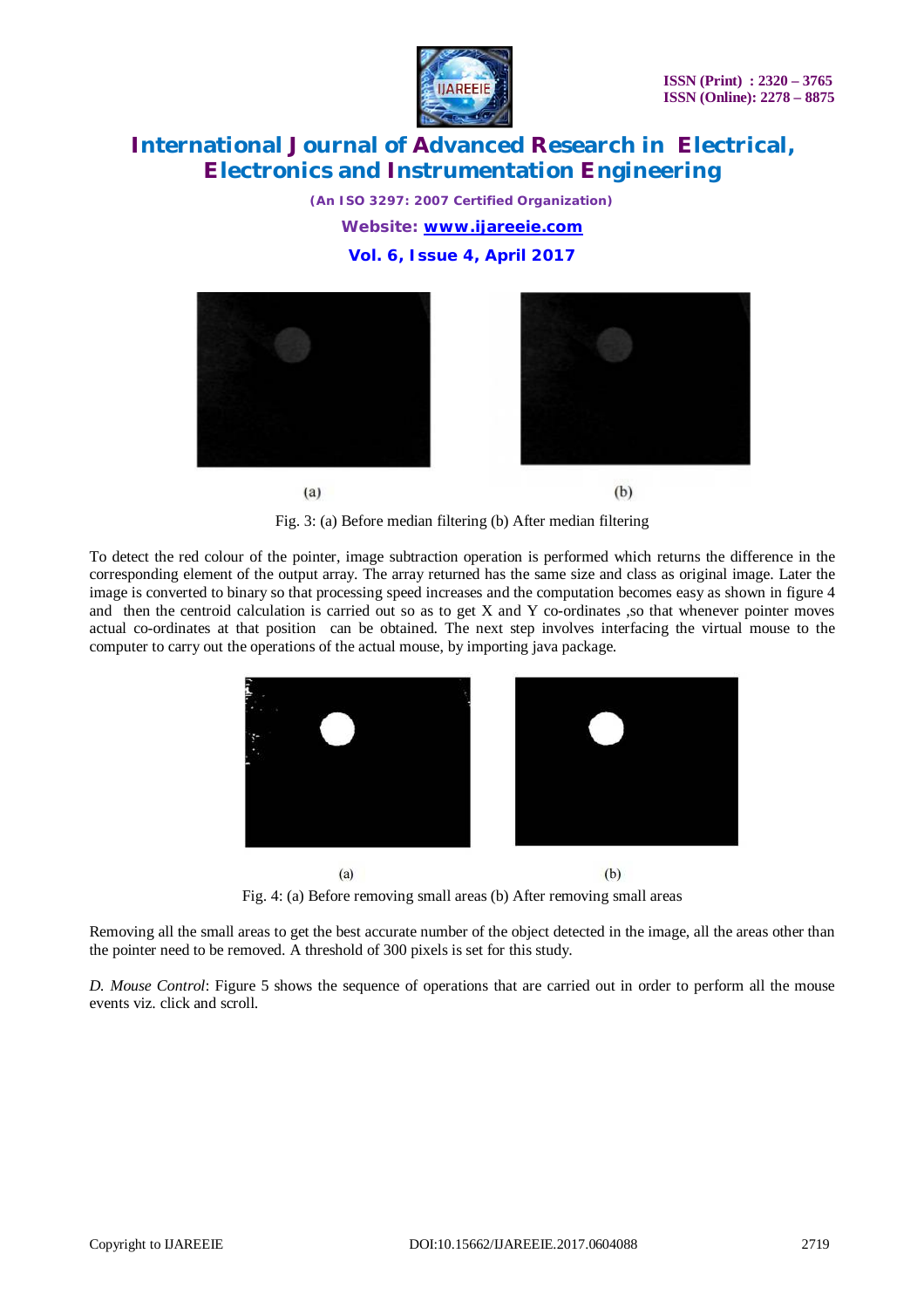(a) (b)

Fig. 3: (a) Before median filtering (b) After median filtering

To detect the red colour of the pointer, image subtraction operation is performed which returns the difference in the corresponding element of the output array. The array returned has the same size and class as original image. Later the image is converted to binary so that processing speed increases and the computation becomes easy as shown in figure 4 and then the centroid calculation is carried out so as to get X and Y co-ordinates ,so that whenever pointer moves actual co-ordinates at that position can be obtained. The next step involves interfacing the virtual mouse to the computer to carry out the operations of the actual mouse, by importing java package.

(a) (b)

Fig. 4: (a) Before removing small areas (b) After removing small areas

Removing all the small areas to get the best accurate number of the object detected in the image, all the areas other than the pointer need to be removed. A threshold of 300 pixels is set for this study.

*D. Mouse Control*: Figure 5 shows the sequence of operations that are carried out in order to perform all the mouse events viz. click and scroll.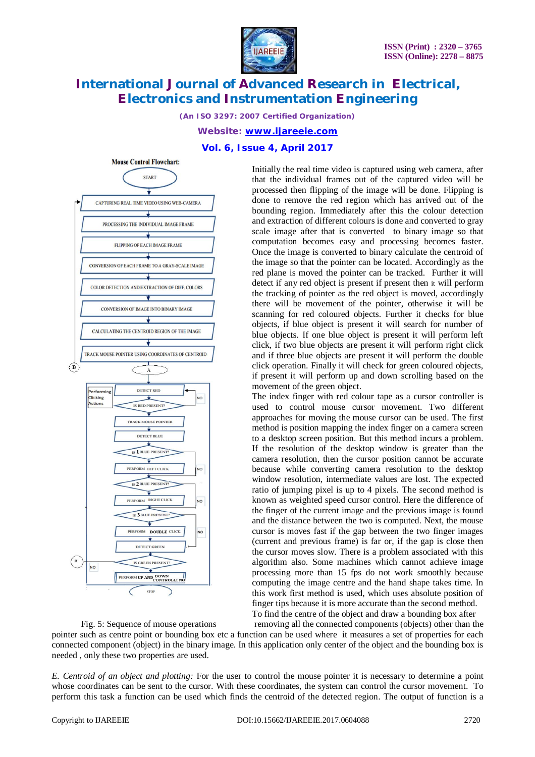Mouse Control Flowchart:

Fig. 5: Sequence of mouse operations

Initially the real time video is captured using web camera, after that the individual frames out of the captured video will be processed then flipping of the image will be done. Flipping is done to remove the red region which has arrived out of the bounding region. Immediately after this the colour detection and extraction of different colours is done and converted to gray scale image after that is converted to binary image so that computation becomes easy and processing becomes faster. Once the image is converted to binary calculate the centroid of the image so that the pointer can be located. Accordingly as the red plane is moved the pointer can be tracked. Further it will detect if any red object is present if present then it will perform the tracking of pointer as the red object is moved, accordingly there will be movement of the pointer, otherwise it will be scanning for red coloured objects. Further it checks for blue objects, if blue object is present it will search for number of blue objects. If one blue object is present it will perform left click, if two blue objects are present it will perform right click and if three blue objects are present it will perform the double click operation. Finally it will check for green coloured objects, if present it will perform up and down scrolling based on the movement of the green object.

The index finger with red colour tape as a cursor controller is used to control mouse cursor movement. Two different approaches for moving the mouse cursor can be used. The first method is position mapping the index finger on a camera screen to a desktop screen position. But this method incurs a problem. If the resolution of the desktop window is greater than the camera resolution, then the cursor position cannot be accurate because while converting camera resolution to the desktop window resolution, intermediate values are lost. The expected ratio of jumping pixel is up to 4 pixels. The second method is known as weighted speed cursor control. Here the difference of the finger of the current image and the previous image is found and the distance between the two is computed. Next, the mouse cursor is moves fast if the gap between the two finger images (current and previous frame) is far or, if the gap is close then the cursor moves slow. There is a problem associated with this algorithm also. Some machines which cannot achieve image processing more than 15 fps do not work smoothly because computing the image centre and the hand shape takes time. In this work first method is used, which uses absolute position of finger tips because it is more accurate than the second method.

To find the centre of the object and draw a bounding box after removing all the connected components (objects) other than the pointer such as centre point or bounding box etc a function can be used where it measures a set of properties for each connected component (object) in the binary image. In this application only center of the object and the bounding box is needed , only these two properties are used.

*E. Centroid of an object and plotting:* For the user to control the mouse pointer it is necessary to determine a point whose coordinates can be sent to the cursor. With these coordinates, the system can control the cursor movement. To perform this task a function can be used which finds the centroid of the detected region. The output of function is a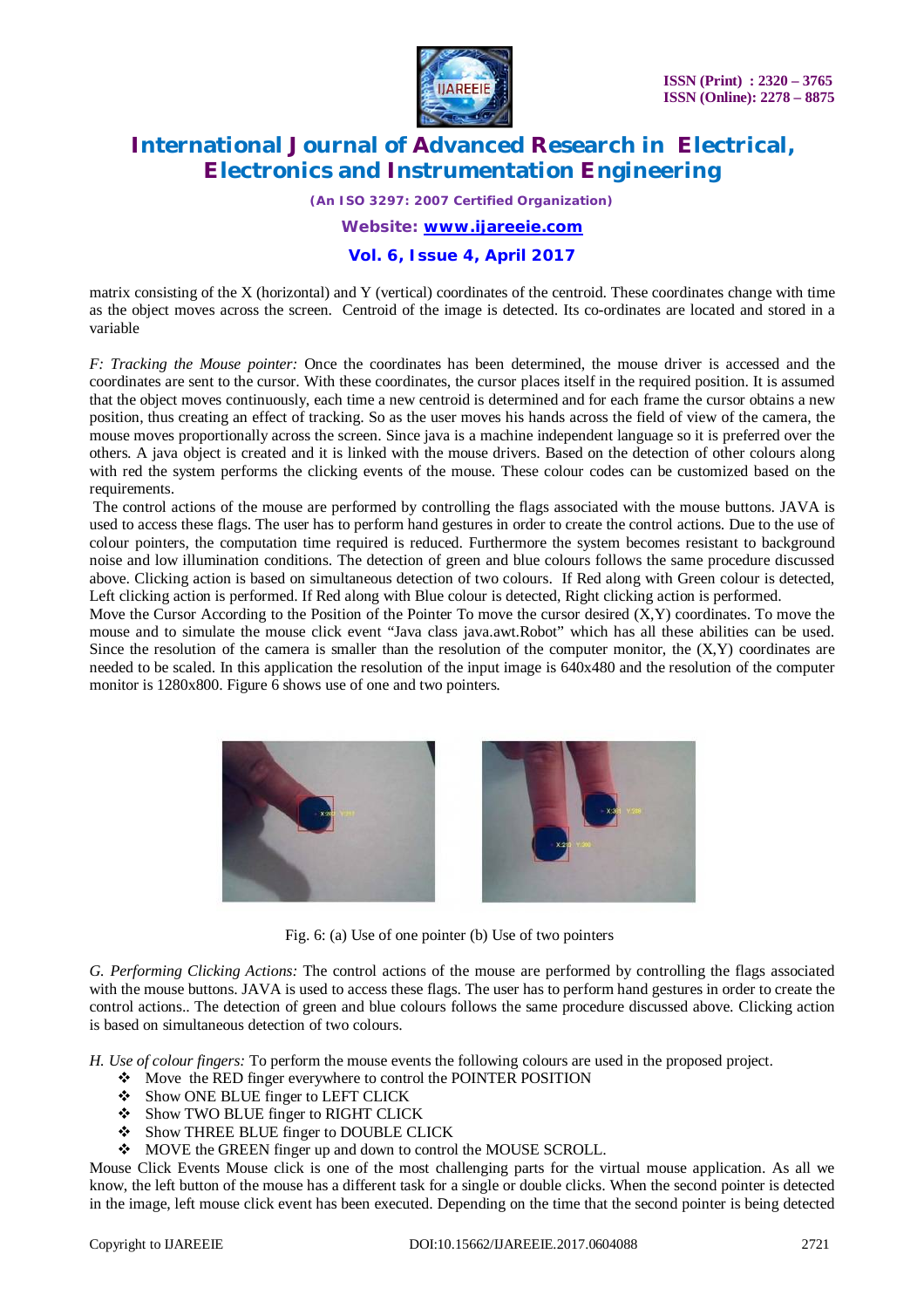matrix consisting of the X (horizontal) and Y (vertical) coordinates of the centroid. These coordinates change with time as the object moves across the screen. Centroid of the image is detected. Its co-ordinates are located and stored in a variable

*F: Tracking the Mouse pointer:* Once the coordinates has been determined, the mouse driver is accessed and the coordinates are sent to the cursor. With these coordinates, the cursor places itself in the required position. It is assumed that the object moves continuously, each time a new centroid is determined and for each frame the cursor obtains a new position, thus creating an effect of tracking. So as the user moves his hands across the field of view of the camera, the mouse moves proportionally across the screen. Since java is a machine independent language so it is preferred over the others. A java object is created and it is linked with the mouse drivers. Based on the detection of other colours along with red the system performs the clicking events of the mouse. These colour codes can be customized based on the requirements.

The control actions of the mouse are performed by controlling the flags associated with the mouse buttons. JAVA is used to access these flags. The user has to perform hand gestures in order to create the control actions. Due to the use of colour pointers, the computation time required is reduced. Furthermore the system becomes resistant to background noise and low illumination conditions. The detection of green and blue colours follows the same procedure discussed above. Clicking action is based on simultaneous detection of two colours. If Red along with Green colour is detected, Left clicking action is performed. If Red along with Blue colour is detected, Right clicking action is performed.

Move the Cursor According to the Position of the Pointer To move the cursor desired (X,Y) coordinates. To move the mouse and to simulate the mouse click event "Java class java.awt.Robot" which has all these abilities can be used. Since the resolution of the camera is smaller than the resolution of the computer monitor, the (X,Y) coordinates are needed to be scaled. In this application the resolution of the input image is 640x480 and the resolution of the computer monitor is 1280x800. Figure 6 shows use of one and two pointers.

Fig. 6: (a) Use of one pointer (b) Use of two pointers

*G. Performing Clicking Actions:* The control actions of the mouse are performed by controlling the flags associated with the mouse buttons. JAVA is used to access these flags. The user has to perform hand gestures in order to create the control actions.. The detection of green and blue colours follows the same procedure discussed above. Clicking action is based on simultaneous detection of two colours.

*H. Use of colour fingers:* To perform the mouse events the following colours are used in the proposed project.

- Move the RED finger everywhere to control the POINTER POSITION
- Show ONE BLUE finger to LEFT CLICK
- Show TWO BLUE finger to RIGHT CLICK
- Show THREE BLUE finger to DOUBLE CLICK
- MOVE the GREEN finger up and down to control the MOUSE SCROLL.

Mouse Click Events Mouse click is one of the most challenging parts for the virtual mouse application. As all we know, the left button of the mouse has a different task for a single or double clicks. When the second pointer is detected in the image, left mouse click event has been executed. Depending on the time that the second pointer is being detected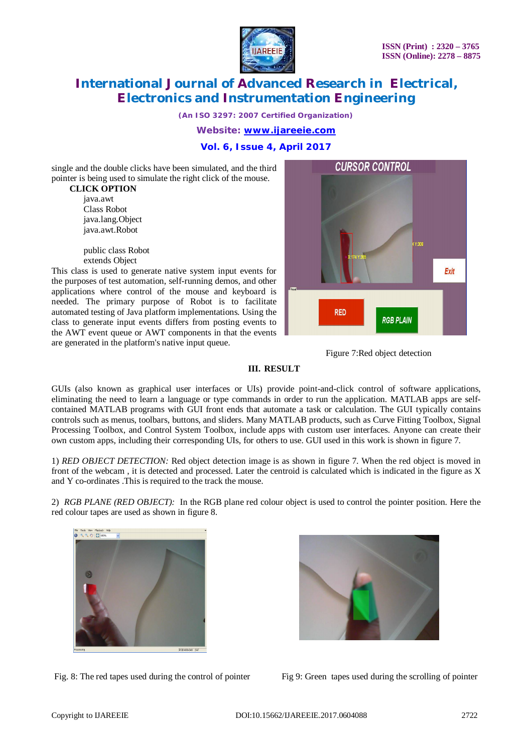single and the double clicks have been simulated, and the third pointer is being used to simulate the right click of the mouse.

**CLICK OPTION**

java.awt
Class Robot
java.lang.Object
java.awt.Robot

public class Robot
extends Object

This class is used to generate native system input events for the purposes of test automation, self-running demos, and other applications where control of the mouse and keyboard is needed. The primary purpose of Robot is to facilitate automated testing of Java platform implementations. Using the class to generate input events differs from posting events to the AWT event queue or AWT components in that the events are generated in the platform's native input queue.

Figure 7:Red object detection

## III. RESULT

GUIs (also known as graphical user interfaces or UIs) provide point-and-click control of software applications, eliminating the need to learn a language or type commands in order to run the application. MATLAB apps are self-contained MATLAB programs with GUI front ends that automate a task or calculation. The GUI typically contains controls such as menus, toolbars, buttons, and sliders. Many MATLAB products, such as Curve Fitting Toolbox, Signal Processing Toolbox, and Control System Toolbox, include apps with custom user interfaces. Anyone can create their own custom apps, including their corresponding UIs, for others to use. GUI used in this work is shown in figure 7.

1) *RED OBJECT DETECTION:* Red object detection image is as shown in figure 7. When the red object is moved in front of the webcam , it is detected and processed. Later the centroid is calculated which is indicated in the figure as X and Y co-ordinates .This is required to the track the mouse.

2) *RGB PLANE (RED OBJECT):* In the RGB plane red colour object is used to control the pointer position. Here the red colour tapes are used as shown in figure 8.

Fig. 8: The red tapes used during the control of pointer

Fig 9: Green tapes used during the scrolling of pointer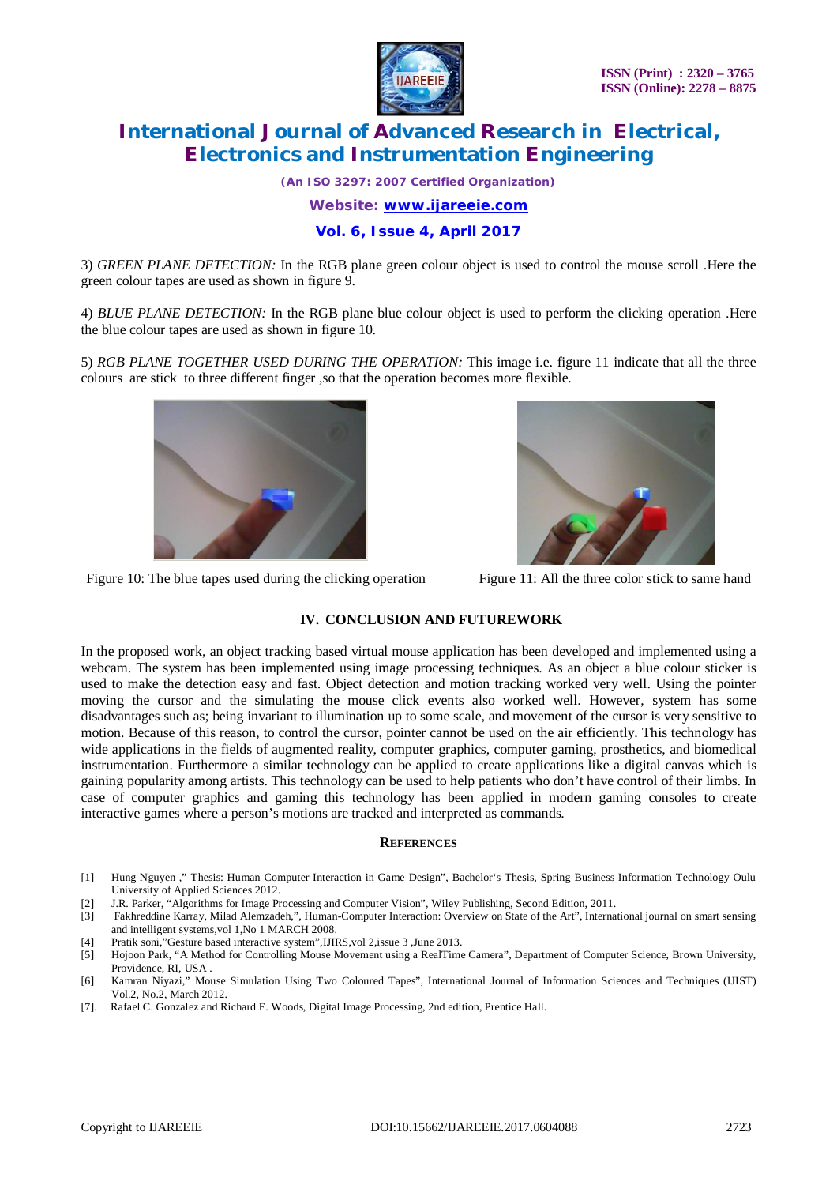3) *GREEN PLANE DETECTION:* In the RGB plane green colour object is used to control the mouse scroll .Here the green colour tapes are used as shown in figure 9.

4) *BLUE PLANE DETECTION:* In the RGB plane blue colour object is used to perform the clicking operation .Here the blue colour tapes are used as shown in figure 10.

5) *RGB PLANE TOGETHER USED DURING THE OPERATION:* This image i.e. figure 11 indicate that all the three colours are stick to three different finger ,so that the operation becomes more flexible.

Figure 10: The blue tapes used during the clicking operation

Figure 11: All the three color stick to same hand

## IV. CONCLUSION AND FUTUREWORK

In the proposed work, an object tracking based virtual mouse application has been developed and implemented using a webcam. The system has been implemented using image processing techniques. As an object a blue colour sticker is used to make the detection easy and fast. Object detection and motion tracking worked very well. Using the pointer moving the cursor and the simulating the mouse click events also worked well. However, system has some disadvantages such as; being invariant to illumination up to some scale, and movement of the cursor is very sensitive to motion. Because of this reason, to control the cursor, pointer cannot be used on the air efficiently. This technology has wide applications in the fields of augmented reality, computer graphics, computer gaming, prosthetics, and biomedical instrumentation. Furthermore a similar technology can be applied to create applications like a digital canvas which is gaining popularity among artists. This technology can be used to help patients who don't have control of their limbs. In case of computer graphics and gaming this technology has been applied in modern gaming consoles to create interactive games where a person's motions are tracked and interpreted as commands.

## REFERENCES

[1] Hung Nguyen ," Thesis: Human Computer Interaction in Game Design", Bachelor's Thesis, Spring Business Information Technology Oulu University of Applied Sciences 2012.

[2] J.R. Parker, "Algorithms for Image Processing and Computer Vision", Wiley Publishing, Second Edition, 2011.

[3] Fakhreddine Karray, Milad Alemzadeh,", Human-Computer Interaction: Overview on State of the Art", International journal on smart sensing and intelligent systems,vol 1,No 1 MARCH 2008.

[4] Pratik soni,"Gesture based interactive system",IJIRS,vol 2,issue 3 ,June 2013.

[5] Hojoon Park, "A Method for Controlling Mouse Movement using a RealTime Camera", Department of Computer Science, Brown University, Providence, RI, USA .

[6] Kamran Niyazi," Mouse Simulation Using Two Coloured Tapes", International Journal of Information Sciences and Techniques (IJIST) Vol.2, No.2, March 2012.

[7]. Rafael C. Gonzalez and Richard E. Woods, Digital Image Processing, 2nd edition, Prentice Hall.